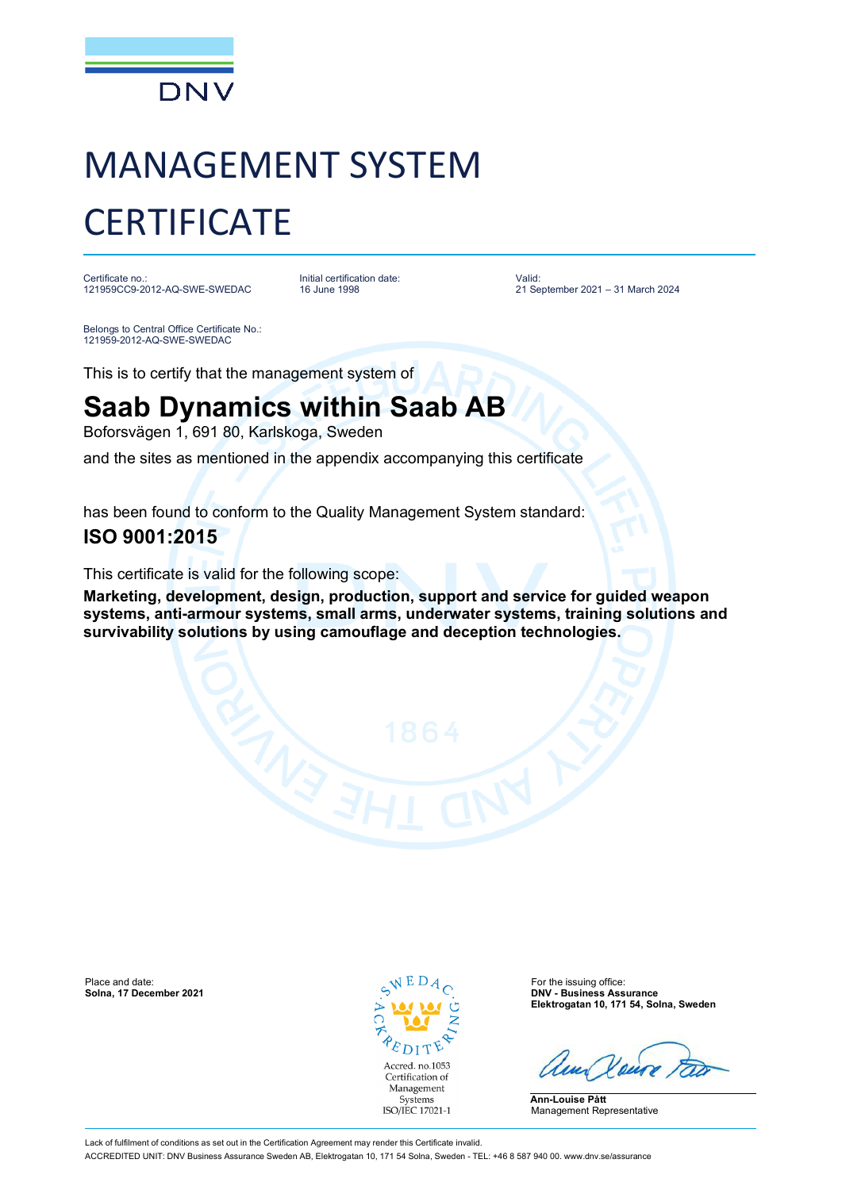DNV

# MANAGEMENT SYSTEM CERTIFICATE

Certificate no.:
121959CC9-2012-AQ-SWE-SWEDAC

Initial certification date:
16 June 1998

Valid:
21 September 2021 – 31 March 2024

Belongs to Central Office Certificate No.:
121959-2012-AQ-SWE-SWEDAC

This is to certify that the management system of

## Saab Dynamics within Saab AB

Boforsvägen 1, 691 80, Karlskoga, Sweden

and the sites as mentioned in the appendix accompanying this certificate

has been found to conform to the Quality Management System standard:

### ISO 9001:2015

This certificate is valid for the following scope:

**Marketing, development, design, production, support and service for guided weapon systems, anti-armour systems, small arms, underwater systems, training solutions and survivability solutions by using camouflage and deception technologies.**

Place and date:
**Solna, 17 December 2021**

SWEDAC ACKREDITERING
Accred. no.1053
Certification of Management Systems
ISO/IEC 17021-1

For the issuing office:
**DNV - Business Assurance**
**Elektrogatan 10, 171 54, Solna, Sweden**

**Ann-Louise Pått**
Management Representative

Lack of fulfilment of conditions as set out in the Certification Agreement may render this Certificate invalid.
ACCREDITED UNIT: DNV Business Assurance Sweden AB, Elektrogatan 10, 171 54 Solna, Sweden - TEL: +46 8 587 940 00. www.dnv.se/assurance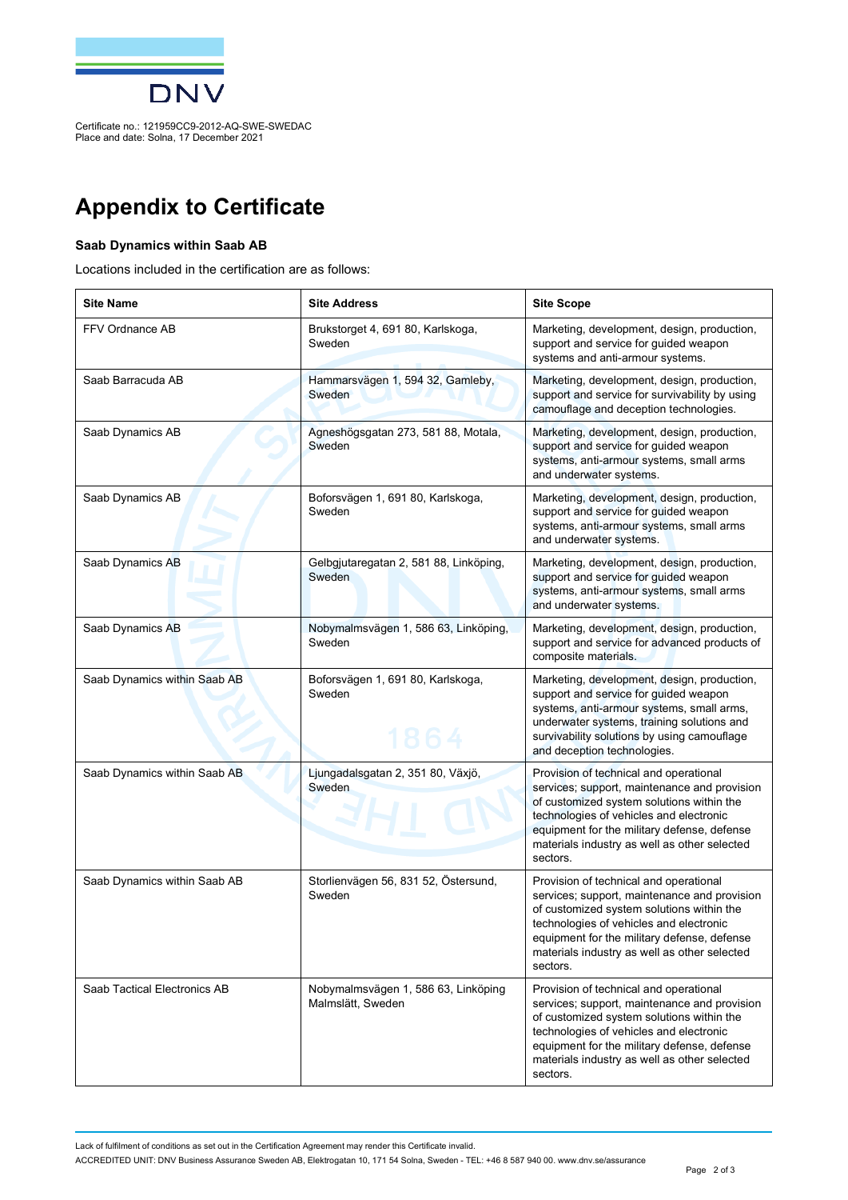Certificate no.: 121959CC9-2012-AQ-SWE-SWEDAC
Place and date: Solna, 17 December 2021

# Appendix to Certificate

**Saab Dynamics within Saab AB**

Locations included in the certification are as follows:

| Site Name | Site Address | Site Scope |
|---|---|---|
| FFV Ordnance AB | Brukstorget 4, 691 80, Karlskoga, Sweden | Marketing, development, design, production, support and service for guided weapon systems and anti-armour systems. |
| Saab Barracuda AB | Hammarsvägen 1, 594 32, Gamleby, Sweden | Marketing, development, design, production, support and service for survivability by using camouflage and deception technologies. |
| Saab Dynamics AB | Agneshögsgatan 273, 581 88, Motala, Sweden | Marketing, development, design, production, support and service for guided weapon systems, anti-armour systems, small arms and underwater systems. |
| Saab Dynamics AB | Boforsvägen 1, 691 80, Karlskoga, Sweden | Marketing, development, design, production, support and service for guided weapon systems, anti-armour systems, small arms and underwater systems. |
| Saab Dynamics AB | Gelbgjutaregatan 2, 581 88, Linköping, Sweden | Marketing, development, design, production, support and service for guided weapon systems, anti-armour systems, small arms and underwater systems. |
| Saab Dynamics AB | Nobymalmsvägen 1, 586 63, Linköping, Sweden | Marketing, development, design, production, support and service for advanced products of composite materials. |
| Saab Dynamics within Saab AB | Boforsvägen 1, 691 80, Karlskoga, Sweden | Marketing, development, design, production, support and service for guided weapon systems, anti-armour systems, small arms, underwater systems, training solutions and survivability solutions by using camouflage and deception technologies. |
| Saab Dynamics within Saab AB | Ljungadalsgatan 2, 351 80, Växjö, Sweden | Provision of technical and operational services; support, maintenance and provision of customized system solutions within the technologies of vehicles and electronic equipment for the military defense, defense materials industry as well as other selected sectors. |
| Saab Dynamics within Saab AB | Storlienvägen 56, 831 52, Östersund, Sweden | Provision of technical and operational services; support, maintenance and provision of customized system solutions within the technologies of vehicles and electronic equipment for the military defense, defense materials industry as well as other selected sectors. |
| Saab Tactical Electronics AB | Nobymalmsvägen 1, 586 63, Linköping Malmslätt, Sweden | Provision of technical and operational services; support, maintenance and provision of customized system solutions within the technologies of vehicles and electronic equipment for the military defense, defense materials industry as well as other selected sectors. |

Lack of fulfilment of conditions as set out in the Certification Agreement may render this Certificate invalid.

ACCREDITED UNIT: DNV Business Assurance Sweden AB, Elektrogatan 10, 171 54 Solna, Sweden - TEL: +46 8 587 940 00. www.dnv.se/assurance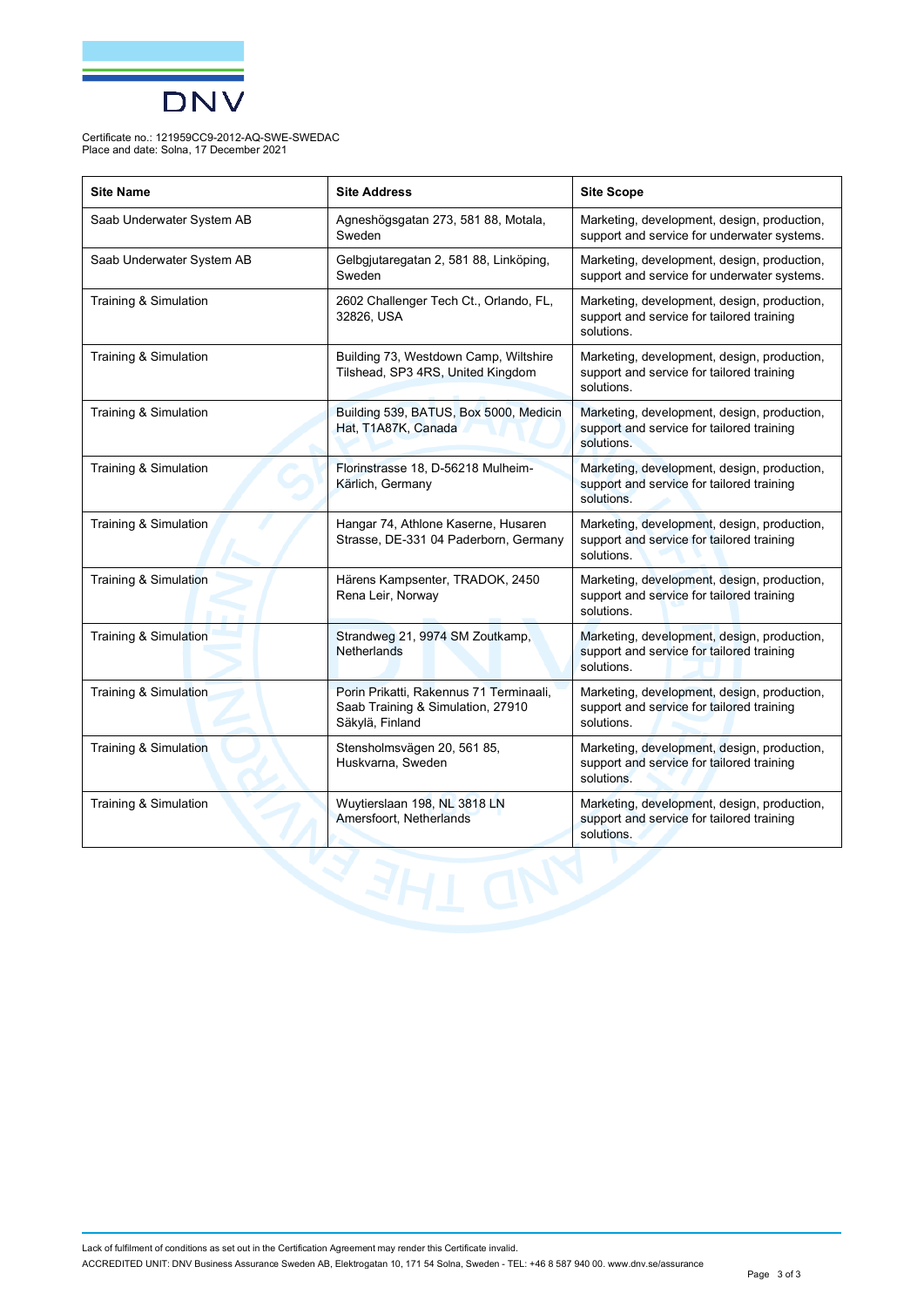Certificate no.: 121959CC9-2012-AQ-SWE-SWEDAC
Place and date: Solna, 17 December 2021

| Site Name | Site Address | Site Scope |
|---|---|---|
| Saab Underwater System AB | Agneshögsgatan 273, 581 88, Motala, Sweden | Marketing, development, design, production, support and service for underwater systems. |
| Saab Underwater System AB | Gelbgjutaregatan 2, 581 88, Linköping, Sweden | Marketing, development, design, production, support and service for underwater systems. |
| Training & Simulation | 2602 Challenger Tech Ct., Orlando, FL, 32826, USA | Marketing, development, design, production, support and service for tailored training solutions. |
| Training & Simulation | Building 73, Westdown Camp, Wiltshire Tilshead, SP3 4RS, United Kingdom | Marketing, development, design, production, support and service for tailored training solutions. |
| Training & Simulation | Building 539, BATUS, Box 5000, Medicin Hat, T1A87K, Canada | Marketing, development, design, production, support and service for tailored training solutions. |
| Training & Simulation | Florinstrasse 18, D-56218 Mulheim-Kärlich, Germany | Marketing, development, design, production, support and service for tailored training solutions. |
| Training & Simulation | Hangar 74, Athlone Kaserne, Husaren Strasse, DE-331 04 Paderborn, Germany | Marketing, development, design, production, support and service for tailored training solutions. |
| Training & Simulation | Härens Kampsenter, TRADOK, 2450 Rena Leir, Norway | Marketing, development, design, production, support and service for tailored training solutions. |
| Training & Simulation | Strandweg 21, 9974 SM Zoutkamp, Netherlands | Marketing, development, design, production, support and service for tailored training solutions. |
| Training & Simulation | Porin Prikatti, Rakennus 71 Terminaali, Saab Training & Simulation, 27910 Säkylä, Finland | Marketing, development, design, production, support and service for tailored training solutions. |
| Training & Simulation | Stensholmsvägen 20, 561 85, Huskvarna, Sweden | Marketing, development, design, production, support and service for tailored training solutions. |
| Training & Simulation | Wuytierslaan 198, NL 3818 LN Amersfoort, Netherlands | Marketing, development, design, production, support and service for tailored training solutions. |

Lack of fulfilment of conditions as set out in the Certification Agreement may render this Certificate invalid.

ACCREDITED UNIT: DNV Business Assurance Sweden AB, Elektrogatan 10, 171 54 Solna, Sweden - TEL: +46 8 587 940 00. www.dnv.se/assurance